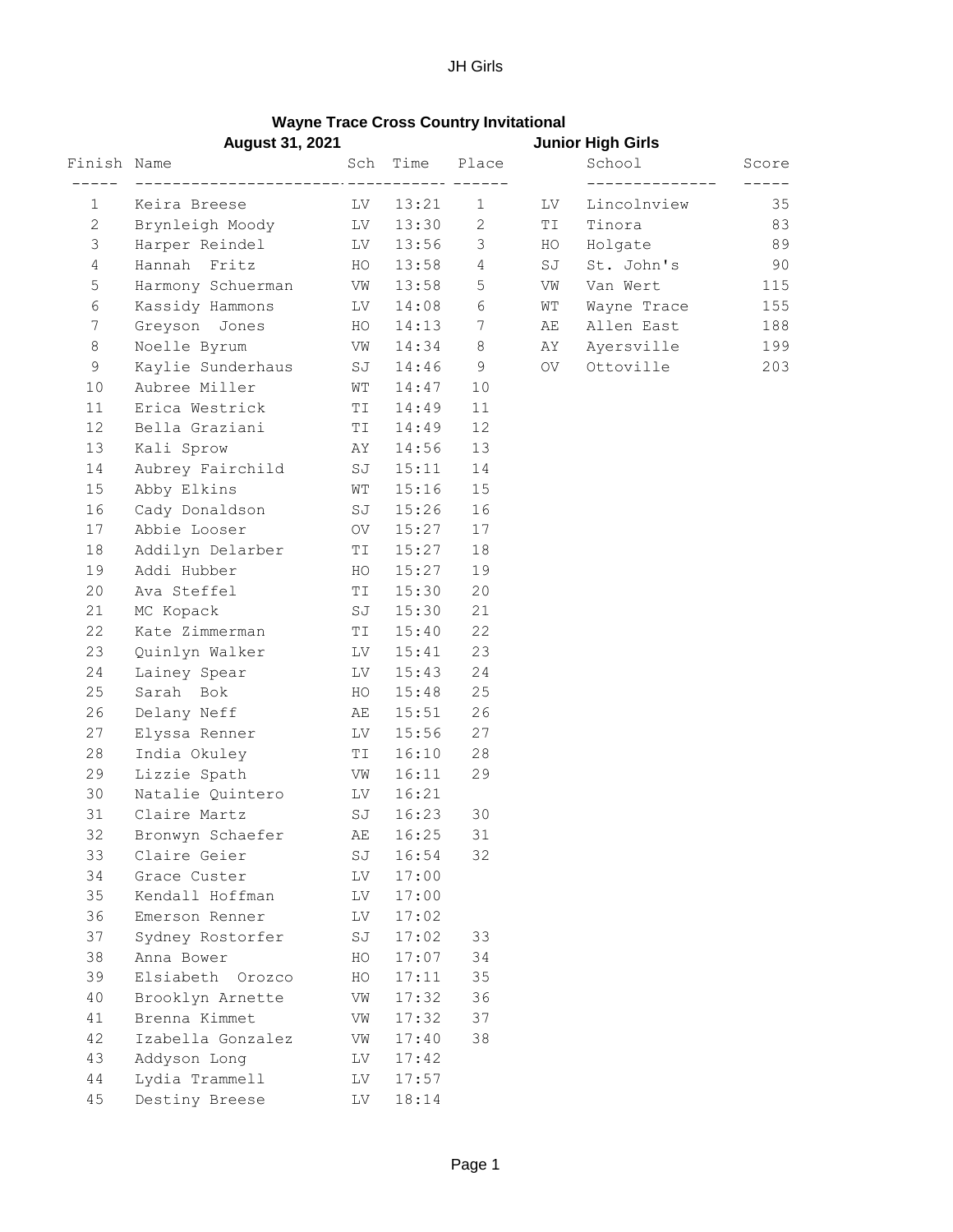# Wayne Trace Cross Country Invitational

**August 31, 2021** **Junior High Girls**

| Finish | Name | Sch | Time | Place |
|---|---|---|---|---|
| 1 | Keira Breese | LV | 13:21 | 1 |
| 2 | Brynleigh Moody | LV | 13:30 | 2 |
| 3 | Harper Reindel | LV | 13:56 | 3 |
| 4 | Hannah Fritz | HO | 13:58 | 4 |
| 5 | Harmony Schuerman | VW | 13:58 | 5 |
| 6 | Kassidy Hammons | LV | 14:08 | 6 |
| 7 | Greyson Jones | HO | 14:13 | 7 |
| 8 | Noelle Byrum | VW | 14:34 | 8 |
| 9 | Kaylie Sunderhaus | SJ | 14:46 | 9 |
| 10 | Aubree Miller | WT | 14:47 | 10 |
| 11 | Erica Westrick | TI | 14:49 | 11 |
| 12 | Bella Graziani | TI | 14:49 | 12 |
| 13 | Kali Sprow | AY | 14:56 | 13 |
| 14 | Aubrey Fairchild | SJ | 15:11 | 14 |
| 15 | Abby Elkins | WT | 15:16 | 15 |
| 16 | Cady Donaldson | SJ | 15:26 | 16 |
| 17 | Abbie Looser | OV | 15:27 | 17 |
| 18 | Addilyn Delarber | TI | 15:27 | 18 |
| 19 | Addi Hubber | HO | 15:27 | 19 |
| 20 | Ava Steffel | TI | 15:30 | 20 |
| 21 | MC Kopack | SJ | 15:30 | 21 |
| 22 | Kate Zimmerman | TI | 15:40 | 22 |
| 23 | Quinlyn Walker | LV | 15:41 | 23 |
| 24 | Lainey Spear | LV | 15:43 | 24 |
| 25 | Sarah Bok | HO | 15:48 | 25 |
| 26 | Delany Neff | AE | 15:51 | 26 |
| 27 | Elyssa Renner | LV | 15:56 | 27 |
| 28 | India Okuley | TI | 16:10 | 28 |
| 29 | Lizzie Spath | VW | 16:11 | 29 |
| 30 | Natalie Quintero | LV | 16:21 | |
| 31 | Claire Martz | SJ | 16:23 | 30 |
| 32 | Bronwyn Schaefer | AE | 16:25 | 31 |
| 33 | Claire Geier | SJ | 16:54 | 32 |
| 34 | Grace Custer | LV | 17:00 | |
| 35 | Kendall Hoffman | LV | 17:00 | |
| 36 | Emerson Renner | LV | 17:02 | |
| 37 | Sydney Rostorfer | SJ | 17:02 | 33 |
| 38 | Anna Bower | HO | 17:07 | 34 |
| 39 | Elsiabeth Orozco | HO | 17:11 | 35 |
| 40 | Brooklyn Arnette | VW | 17:32 | 36 |
| 41 | Brenna Kimmet | VW | 17:32 | 37 |
| 42 | Izabella Gonzalez | VW | 17:40 | 38 |
| 43 | Addyson Long | LV | 17:42 | |
| 44 | Lydia Trammell | LV | 17:57 | |
| 45 | Destiny Breese | LV | 18:14 | |

| | School | Score |
|---|---|---|
| LV | Lincolnview | 35 |
| TI | Tinora | 83 |
| HO | Holgate | 89 |
| SJ | St. John's | 90 |
| VW | Van Wert | 115 |
| WT | Wayne Trace | 155 |
| AE | Allen East | 188 |
| AY | Ayersville | 199 |
| OV | Ottoville | 203 |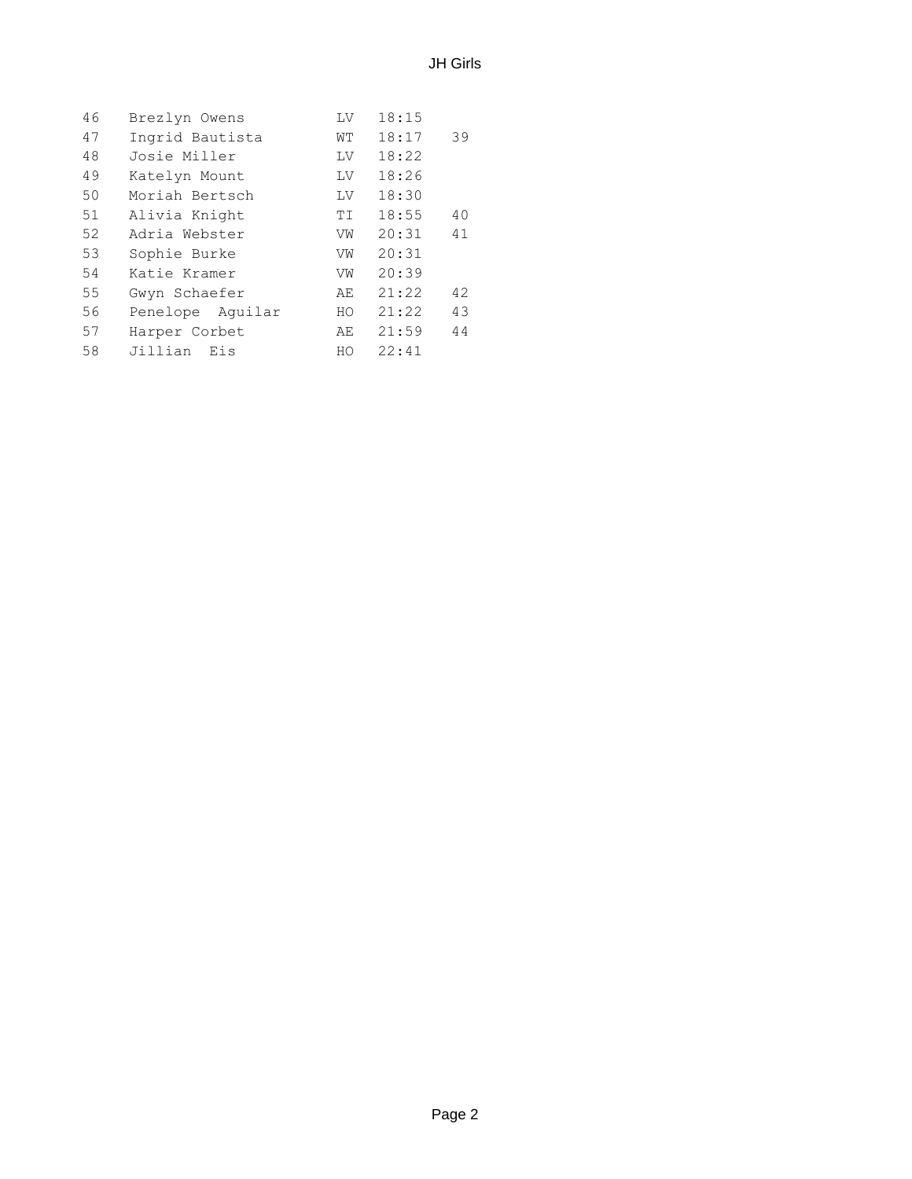JH Girls

| | | | | |
|---|---|---|---|---|
| 46 | Brezlyn Owens | LV | 18:15 | |
| 47 | Ingrid Bautista | WT | 18:17 | 39 |
| 48 | Josie Miller | LV | 18:22 | |
| 49 | Katelyn Mount | LV | 18:26 | |
| 50 | Moriah Bertsch | LV | 18:30 | |
| 51 | Alivia Knight | TI | 18:55 | 40 |
| 52 | Adria Webster | VW | 20:31 | 41 |
| 53 | Sophie Burke | VW | 20:31 | |
| 54 | Katie Kramer | VW | 20:39 | |
| 55 | Gwyn Schaefer | AE | 21:22 | 42 |
| 56 | Penelope Aguilar | HO | 21:22 | 43 |
| 57 | Harper Corbet | AE | 21:59 | 44 |
| 58 | Jillian Eis | HO | 22:41 | |